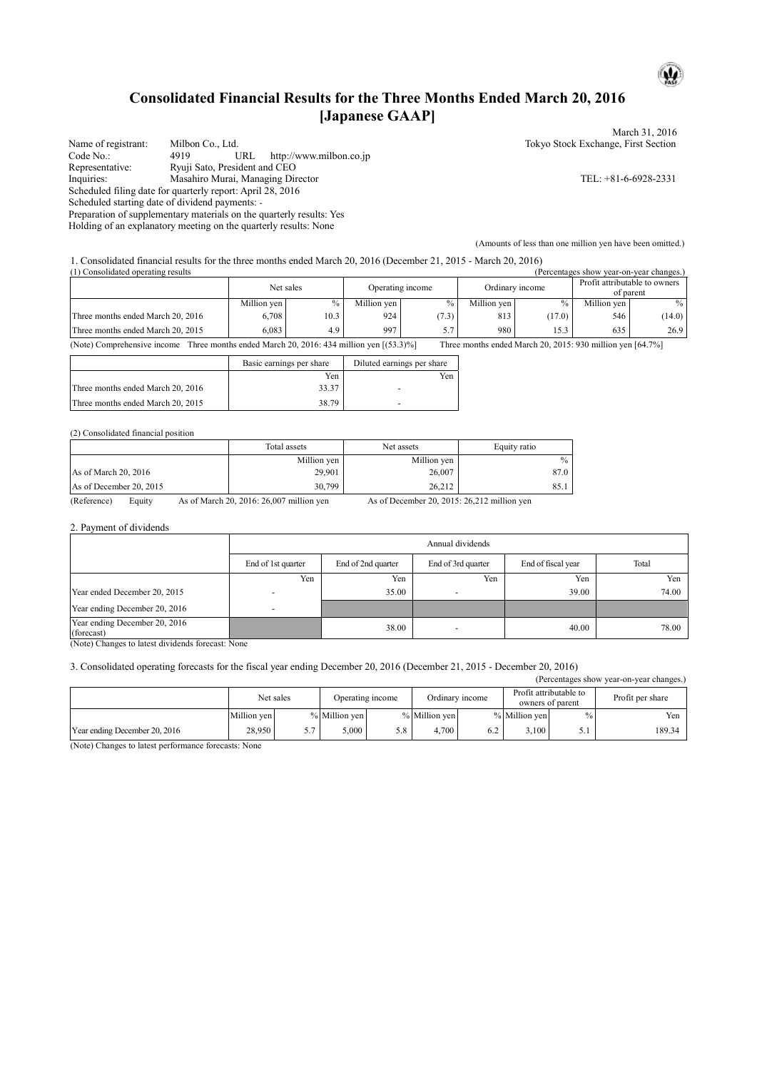# Consolidated Financial Results for the Three Months Ended March 20, 2016 [Japanese GAAP]

March 31, 2016

Name of registrant: Milbon Co., Ltd. Tokyo Stock Exchange, First Section
Code No.: 4919 URL http://www.milbon.co.jp
Representative: Ryuji Sato, President and CEO
Inquiries: Masahiro Murai, Managing Director TEL: +81-6-6928-2331
Scheduled filing date for quarterly report: April 28, 2016
Scheduled starting date of dividend payments: -
Preparation of supplementary materials on the quarterly results: Yes
Holding of an explanatory meeting on the quarterly results: None

(Amounts of less than one million yen have been omitted.)

1. Consolidated financial results for the three months ended March 20, 2016 (December 21, 2015 - March 20, 2016)

(1) Consolidated operating results (Percentages show year-on-year changes.)

| | Net sales | | Operating income | | Ordinary income | | Profit attributable to owners of parent | |
|---|---|---|---|---|---|---|---|---|
| | Million yen | % | Million yen | % | Million yen | % | Million yen | % |
| Three months ended March 20, 2016 | 6,708 | 10.3 | 924 | (7.3) | 813 | (17.0) | 546 | (14.0) |
| Three months ended March 20, 2015 | 6,083 | 4.9 | 997 | 5.7 | 980 | 15.3 | 635 | 26.9 |

(Note) Comprehensive income Three months ended March 20, 2016: 434 million yen [(53.3)%] Three months ended March 20, 2015: 930 million yen [64.7%]

| | Basic earnings per share | Diluted earnings per share |
|---|---|---|
| | Yen | Yen |
| Three months ended March 20, 2016 | 33.37 | - |
| Three months ended March 20, 2015 | 38.79 | - |

(2) Consolidated financial position

| | Total assets | Net assets | Equity ratio |
|---|---|---|---|
| | Million yen | Million yen | % |
| As of March 20, 2016 | 29,901 | 26,007 | 87.0 |
| As of December 20, 2015 | 30,799 | 26,212 | 85.1 |

(Reference) Equity As of March 20, 2016: 26,007 million yen As of December 20, 2015: 26,212 million yen

2. Payment of dividends

| | Annual dividends | | | | |
|---|---|---|---|---|---|
| | End of 1st quarter | End of 2nd quarter | End of 3rd quarter | End of fiscal year | Total |
| | Yen | Yen | Yen | Yen | Yen |
| Year ended December 20, 2015 | - | 35.00 | - | 39.00 | 74.00 |
| Year ending December 20, 2016 | - | | | | |
| Year ending December 20, 2016 (forecast) | | 38.00 | - | 40.00 | 78.00 |

(Note) Changes to latest dividends forecast: None

3. Consolidated operating forecasts for the fiscal year ending December 20, 2016 (December 21, 2015 - December 20, 2016)

(Percentages show year-on-year changes.)

| | Net sales | | Operating income | | Ordinary income | | Profit attributable to owners of parent | | Profit per share |
|---|---|---|---|---|---|---|---|---|---|
| | Million yen | % | Million yen | % | Million yen | % | Million yen | % | Yen |
| Year ending December 20, 2016 | 28,950 | 5.7 | 5,000 | 5.8 | 4,700 | 6.2 | 3,100 | 5.1 | 189.34 |

(Note) Changes to latest performance forecasts: None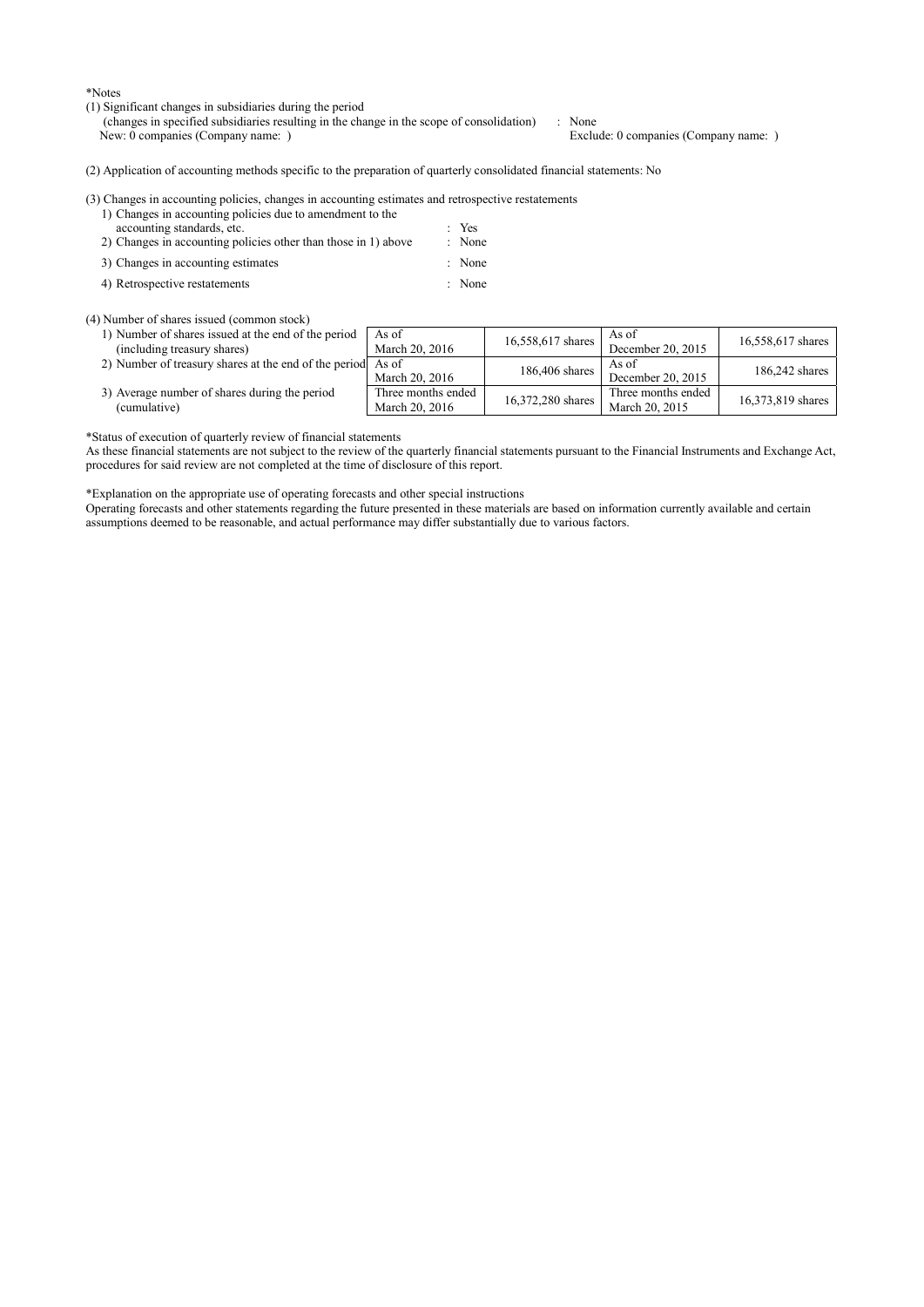*Notes

(1) Significant changes in subsidiaries during the period
(changes in specified subsidiaries resulting in the change in the scope of consolidation) : None
New: 0 companies (Company name: ) Exclude: 0 companies (Company name: )

(2) Application of accounting methods specific to the preparation of quarterly consolidated financial statements: No

(3) Changes in accounting policies, changes in accounting estimates and retrospective restatements

1) Changes in accounting policies due to amendment to the accounting standards, etc. : Yes
2) Changes in accounting policies other than those in 1) above : None
3) Changes in accounting estimates : None
4) Retrospective restatements : None

(4) Number of shares issued (common stock)

| | | | | |
|---|---|---|---|---|
| 1) Number of shares issued at the end of the period (including treasury shares) | As of March 20, 2016 | 16,558,617 shares | As of December 20, 2015 | 16,558,617 shares |
| 2) Number of treasury shares at the end of the period | As of March 20, 2016 | 186,406 shares | As of December 20, 2015 | 186,242 shares |
| 3) Average number of shares during the period (cumulative) | Three months ended March 20, 2016 | 16,372,280 shares | Three months ended March 20, 2015 | 16,373,819 shares |

*Status of execution of quarterly review of financial statements
As these financial statements are not subject to the review of the quarterly financial statements pursuant to the Financial Instruments and Exchange Act, procedures for said review are not completed at the time of disclosure of this report.

*Explanation on the appropriate use of operating forecasts and other special instructions
Operating forecasts and other statements regarding the future presented in these materials are based on information currently available and certain assumptions deemed to be reasonable, and actual performance may differ substantially due to various factors.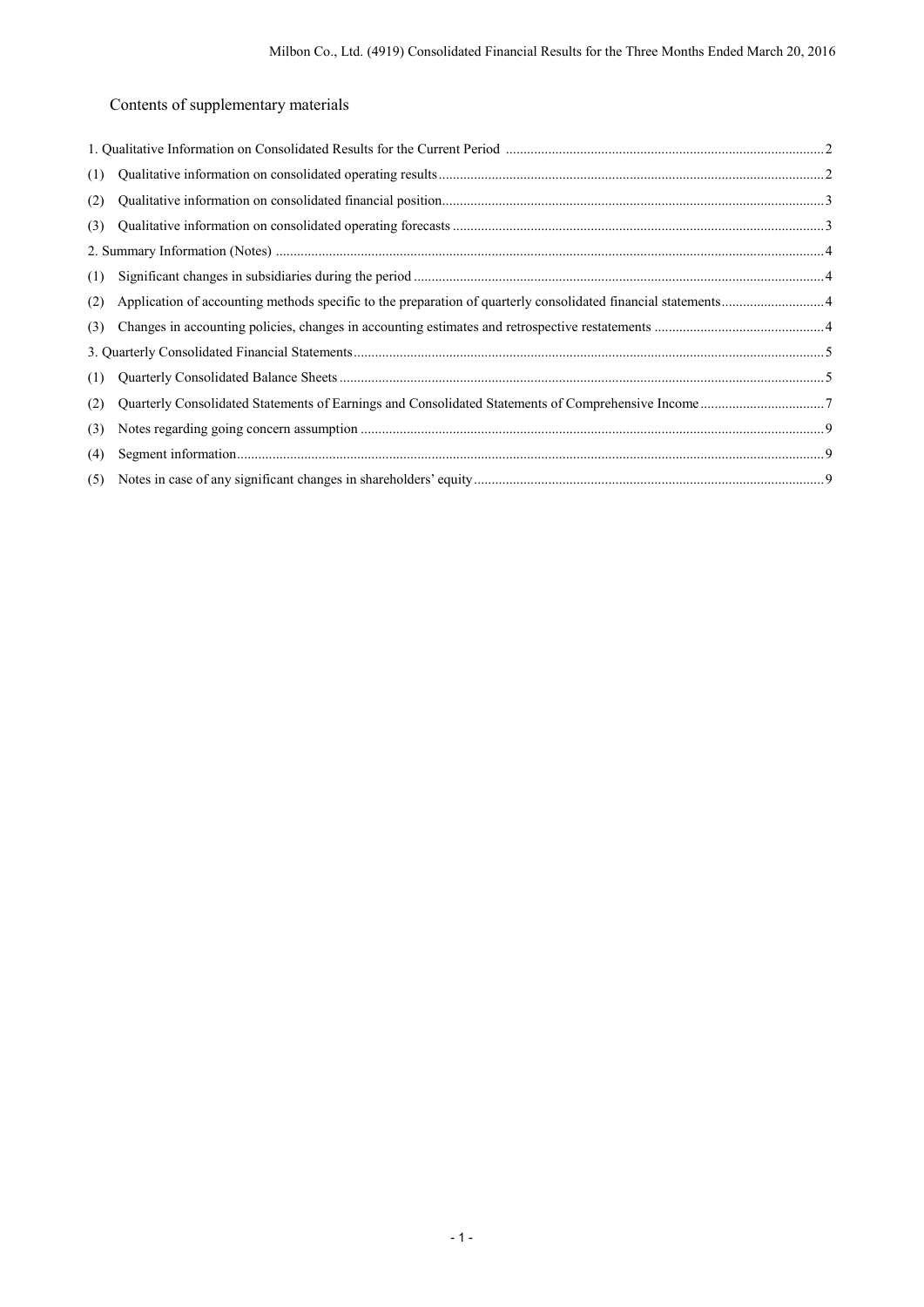## Contents of supplementary materials

1. Qualitative Information on Consolidated Results for the Current Period ........ 2
   (1) Qualitative information on consolidated operating results ........ 2
   (2) Qualitative information on consolidated financial position ........ 3
   (3) Qualitative information on consolidated operating forecasts ........ 3
2. Summary Information (Notes) ........ 4
   (1) Significant changes in subsidiaries during the period ........ 4
   (2) Application of accounting methods specific to the preparation of quarterly consolidated financial statements ........ 4
   (3) Changes in accounting policies, changes in accounting estimates and retrospective restatements ........ 4
3. Quarterly Consolidated Financial Statements ........ 5
   (1) Quarterly Consolidated Balance Sheets ........ 5
   (2) Quarterly Consolidated Statements of Earnings and Consolidated Statements of Comprehensive Income ........ 7
   (3) Notes regarding going concern assumption ........ 9
   (4) Segment information ........ 9
   (5) Notes in case of any significant changes in shareholders' equity ........ 9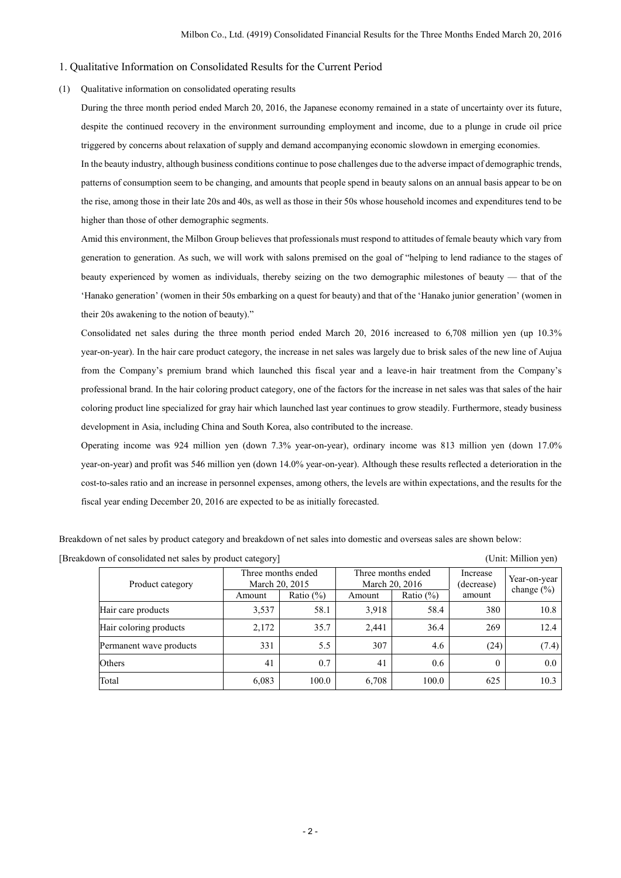## 1. Qualitative Information on Consolidated Results for the Current Period

### (1) Qualitative information on consolidated operating results

During the three month period ended March 20, 2016, the Japanese economy remained in a state of uncertainty over its future, despite the continued recovery in the environment surrounding employment and income, due to a plunge in crude oil price triggered by concerns about relaxation of supply and demand accompanying economic slowdown in emerging economies.

In the beauty industry, although business conditions continue to pose challenges due to the adverse impact of demographic trends, patterns of consumption seem to be changing, and amounts that people spend in beauty salons on an annual basis appear to be on the rise, among those in their late 20s and 40s, as well as those in their 50s whose household incomes and expenditures tend to be higher than those of other demographic segments.

Amid this environment, the Milbon Group believes that professionals must respond to attitudes of female beauty which vary from generation to generation. As such, we will work with salons premised on the goal of "helping to lend radiance to the stages of beauty experienced by women as individuals, thereby seizing on the two demographic milestones of beauty — that of the 'Hanako generation' (women in their 50s embarking on a quest for beauty) and that of the 'Hanako junior generation' (women in their 20s awakening to the notion of beauty)."

Consolidated net sales during the three month period ended March 20, 2016 increased to 6,708 million yen (up 10.3% year-on-year). In the hair care product category, the increase in net sales was largely due to brisk sales of the new line of Aujua from the Company's premium brand which launched this fiscal year and a leave-in hair treatment from the Company's professional brand. In the hair coloring product category, one of the factors for the increase in net sales was that sales of the hair coloring product line specialized for gray hair which launched last year continues to grow steadily. Furthermore, steady business development in Asia, including China and South Korea, also contributed to the increase.

Operating income was 924 million yen (down 7.3% year-on-year), ordinary income was 813 million yen (down 17.0% year-on-year) and profit was 546 million yen (down 14.0% year-on-year). Although these results reflected a deterioration in the cost-to-sales ratio and an increase in personnel expenses, among others, the levels are within expectations, and the results for the fiscal year ending December 20, 2016 are expected to be as initially forecasted.

Breakdown of net sales by product category and breakdown of net sales into domestic and overseas sales are shown below:

[Breakdown of consolidated net sales by product category] (Unit: Million yen)

| Product category | Three months ended March 20, 2015 | | Three months ended March 20, 2016 | | Increase (decrease) amount | Year-on-year change (%) |
|---|---|---|---|---|---|---|
| | Amount | Ratio (%) | Amount | Ratio (%) | | |
| Hair care products | 3,537 | 58.1 | 3,918 | 58.4 | 380 | 10.8 |
| Hair coloring products | 2,172 | 35.7 | 2,441 | 36.4 | 269 | 12.4 |
| Permanent wave products | 331 | 5.5 | 307 | 4.6 | (24) | (7.4) |
| Others | 41 | 0.7 | 41 | 0.6 | 0 | 0.0 |
| Total | 6,083 | 100.0 | 6,708 | 100.0 | 625 | 10.3 |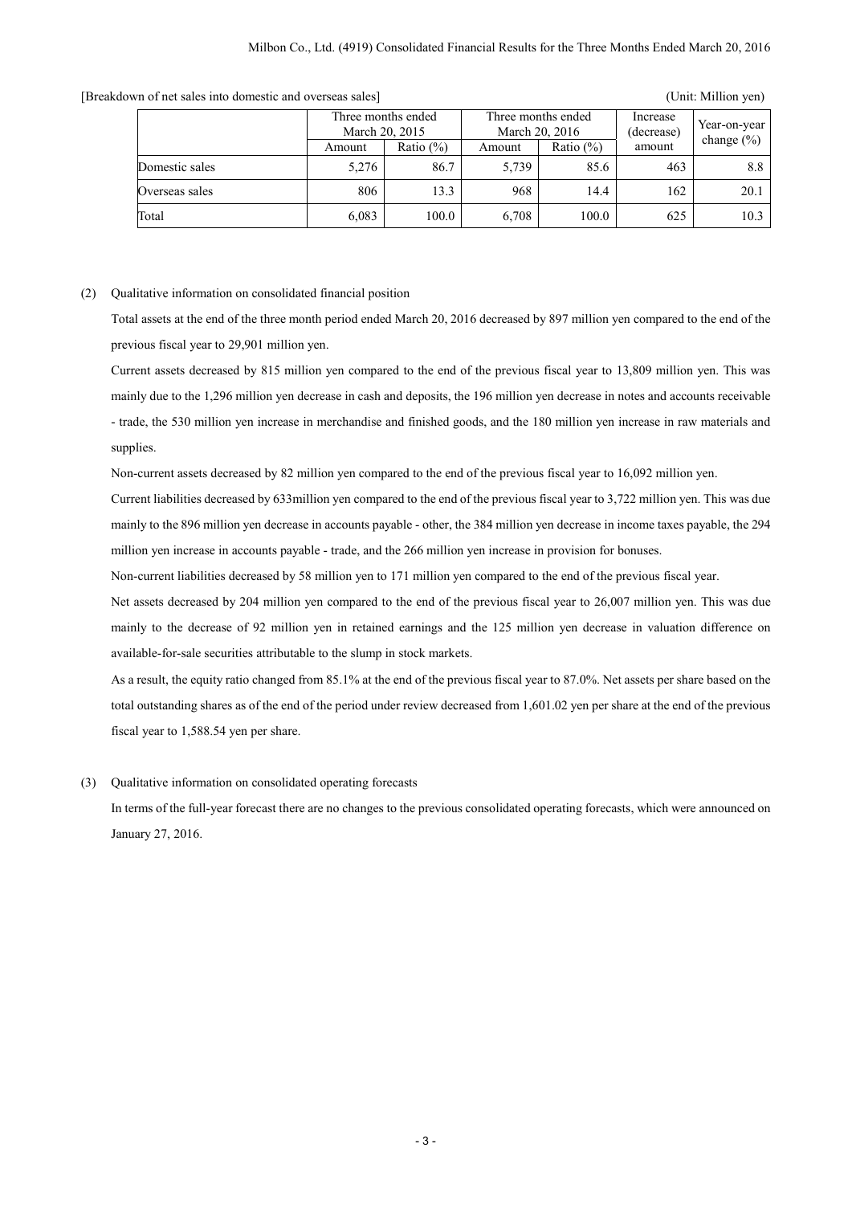[Breakdown of net sales into domestic and overseas sales] (Unit: Million yen)

| | Three months ended March 20, 2015 | | Three months ended March 20, 2016 | | Increase (decrease) amount | Year-on-year change (%) |
|---|---|---|---|---|---|---|
| | Amount | Ratio (%) | Amount | Ratio (%) | | |
| Domestic sales | 5,276 | 86.7 | 5,739 | 85.6 | 463 | 8.8 |
| Overseas sales | 806 | 13.3 | 968 | 14.4 | 162 | 20.1 |
| Total | 6,083 | 100.0 | 6,708 | 100.0 | 625 | 10.3 |

(2) Qualitative information on consolidated financial position

Total assets at the end of the three month period ended March 20, 2016 decreased by 897 million yen compared to the end of the previous fiscal year to 29,901 million yen.

Current assets decreased by 815 million yen compared to the end of the previous fiscal year to 13,809 million yen. This was mainly due to the 1,296 million yen decrease in cash and deposits, the 196 million yen decrease in notes and accounts receivable - trade, the 530 million yen increase in merchandise and finished goods, and the 180 million yen increase in raw materials and supplies.

Non-current assets decreased by 82 million yen compared to the end of the previous fiscal year to 16,092 million yen.

Current liabilities decreased by 633million yen compared to the end of the previous fiscal year to 3,722 million yen. This was due mainly to the 896 million yen decrease in accounts payable - other, the 384 million yen decrease in income taxes payable, the 294 million yen increase in accounts payable - trade, and the 266 million yen increase in provision for bonuses.

Non-current liabilities decreased by 58 million yen to 171 million yen compared to the end of the previous fiscal year.

Net assets decreased by 204 million yen compared to the end of the previous fiscal year to 26,007 million yen. This was due mainly to the decrease of 92 million yen in retained earnings and the 125 million yen decrease in valuation difference on available-for-sale securities attributable to the slump in stock markets.

As a result, the equity ratio changed from 85.1% at the end of the previous fiscal year to 87.0%. Net assets per share based on the total outstanding shares as of the end of the period under review decreased from 1,601.02 yen per share at the end of the previous fiscal year to 1,588.54 yen per share.

(3) Qualitative information on consolidated operating forecasts

In terms of the full-year forecast there are no changes to the previous consolidated operating forecasts, which were announced on January 27, 2016.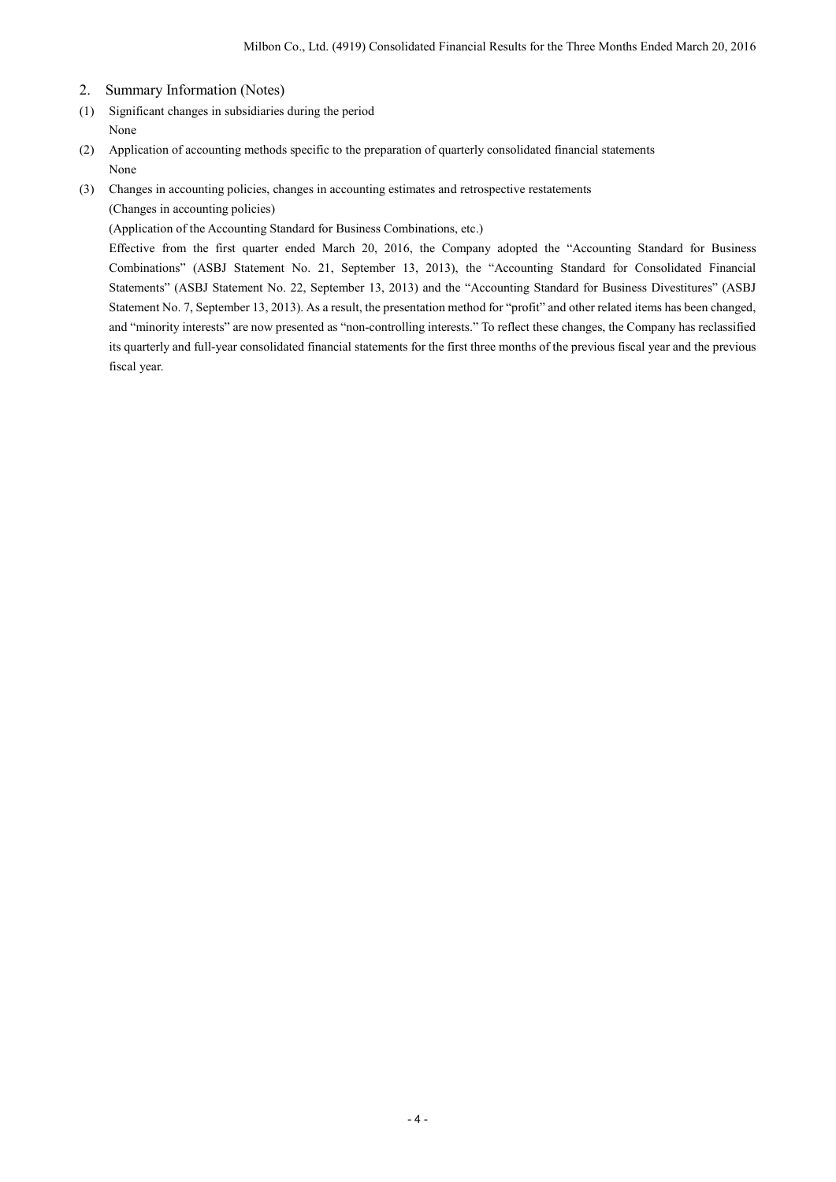## 2. Summary Information (Notes)

(1) Significant changes in subsidiaries during the period

None

(2) Application of accounting methods specific to the preparation of quarterly consolidated financial statements

None

(3) Changes in accounting policies, changes in accounting estimates and retrospective restatements

(Changes in accounting policies)

(Application of the Accounting Standard for Business Combinations, etc.)

Effective from the first quarter ended March 20, 2016, the Company adopted the "Accounting Standard for Business Combinations" (ASBJ Statement No. 21, September 13, 2013), the "Accounting Standard for Consolidated Financial Statements" (ASBJ Statement No. 22, September 13, 2013) and the "Accounting Standard for Business Divestitures" (ASBJ Statement No. 7, September 13, 2013). As a result, the presentation method for "profit" and other related items has been changed, and "minority interests" are now presented as "non-controlling interests." To reflect these changes, the Company has reclassified its quarterly and full-year consolidated financial statements for the first three months of the previous fiscal year and the previous fiscal year.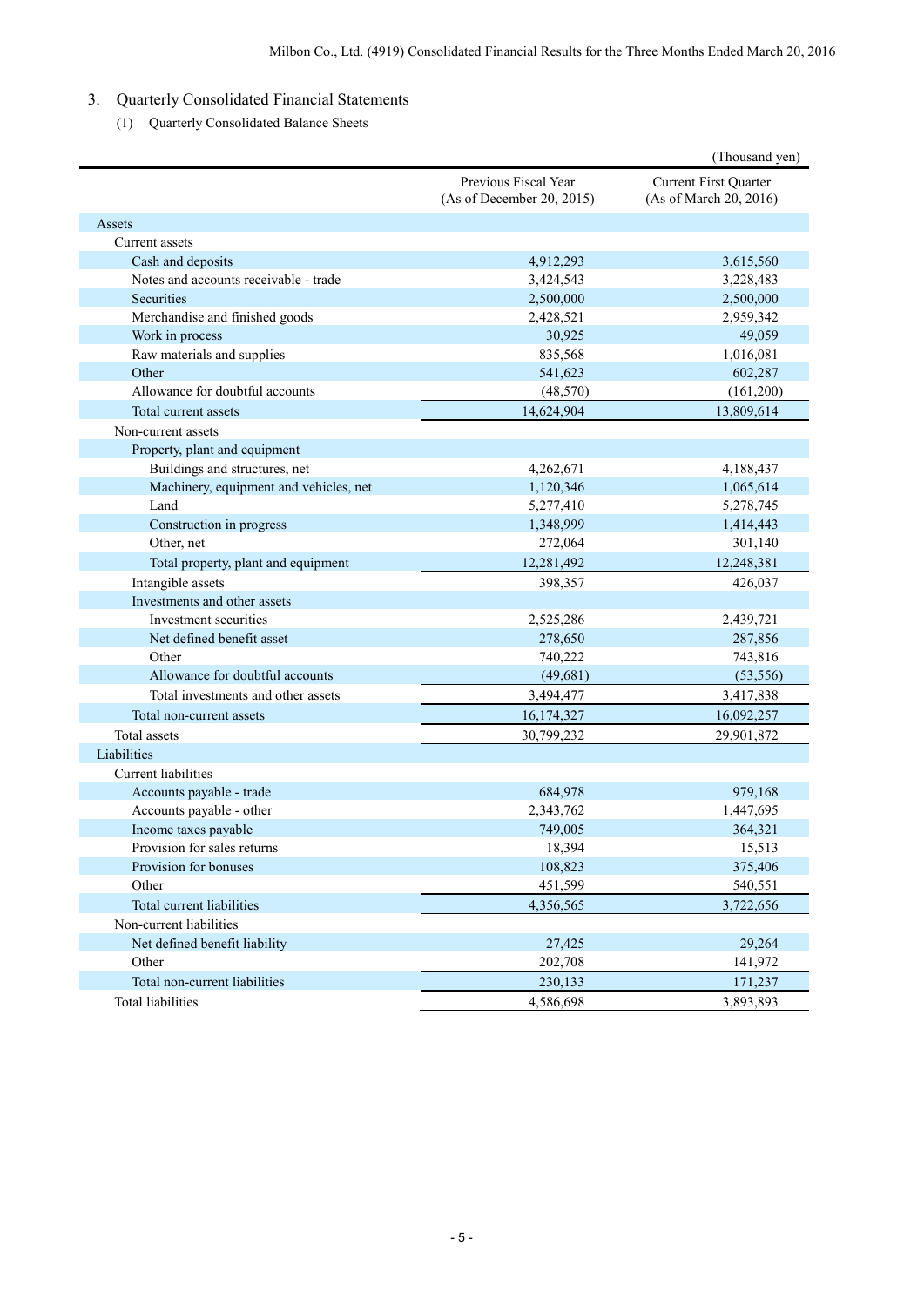## 3. Quarterly Consolidated Financial Statements

### (1) Quarterly Consolidated Balance Sheets

(Thousand yen)

| | Previous Fiscal Year (As of December 20, 2015) | Current First Quarter (As of March 20, 2016) |
|---|---|---|
| Assets | | |
| Current assets | | |
| Cash and deposits | 4,912,293 | 3,615,560 |
| Notes and accounts receivable - trade | 3,424,543 | 3,228,483 |
| Securities | 2,500,000 | 2,500,000 |
| Merchandise and finished goods | 2,428,521 | 2,959,342 |
| Work in process | 30,925 | 49,059 |
| Raw materials and supplies | 835,568 | 1,016,081 |
| Other | 541,623 | 602,287 |
| Allowance for doubtful accounts | (48,570) | (161,200) |
| Total current assets | 14,624,904 | 13,809,614 |
| Non-current assets | | |
| Property, plant and equipment | | |
| Buildings and structures, net | 4,262,671 | 4,188,437 |
| Machinery, equipment and vehicles, net | 1,120,346 | 1,065,614 |
| Land | 5,277,410 | 5,278,745 |
| Construction in progress | 1,348,999 | 1,414,443 |
| Other, net | 272,064 | 301,140 |
| Total property, plant and equipment | 12,281,492 | 12,248,381 |
| Intangible assets | 398,357 | 426,037 |
| Investments and other assets | | |
| Investment securities | 2,525,286 | 2,439,721 |
| Net defined benefit asset | 278,650 | 287,856 |
| Other | 740,222 | 743,816 |
| Allowance for doubtful accounts | (49,681) | (53,556) |
| Total investments and other assets | 3,494,477 | 3,417,838 |
| Total non-current assets | 16,174,327 | 16,092,257 |
| Total assets | 30,799,232 | 29,901,872 |
| Liabilities | | |
| Current liabilities | | |
| Accounts payable - trade | 684,978 | 979,168 |
| Accounts payable - other | 2,343,762 | 1,447,695 |
| Income taxes payable | 749,005 | 364,321 |
| Provision for sales returns | 18,394 | 15,513 |
| Provision for bonuses | 108,823 | 375,406 |
| Other | 451,599 | 540,551 |
| Total current liabilities | 4,356,565 | 3,722,656 |
| Non-current liabilities | | |
| Net defined benefit liability | 27,425 | 29,264 |
| Other | 202,708 | 141,972 |
| Total non-current liabilities | 230,133 | 171,237 |
| Total liabilities | 4,586,698 | 3,893,893 |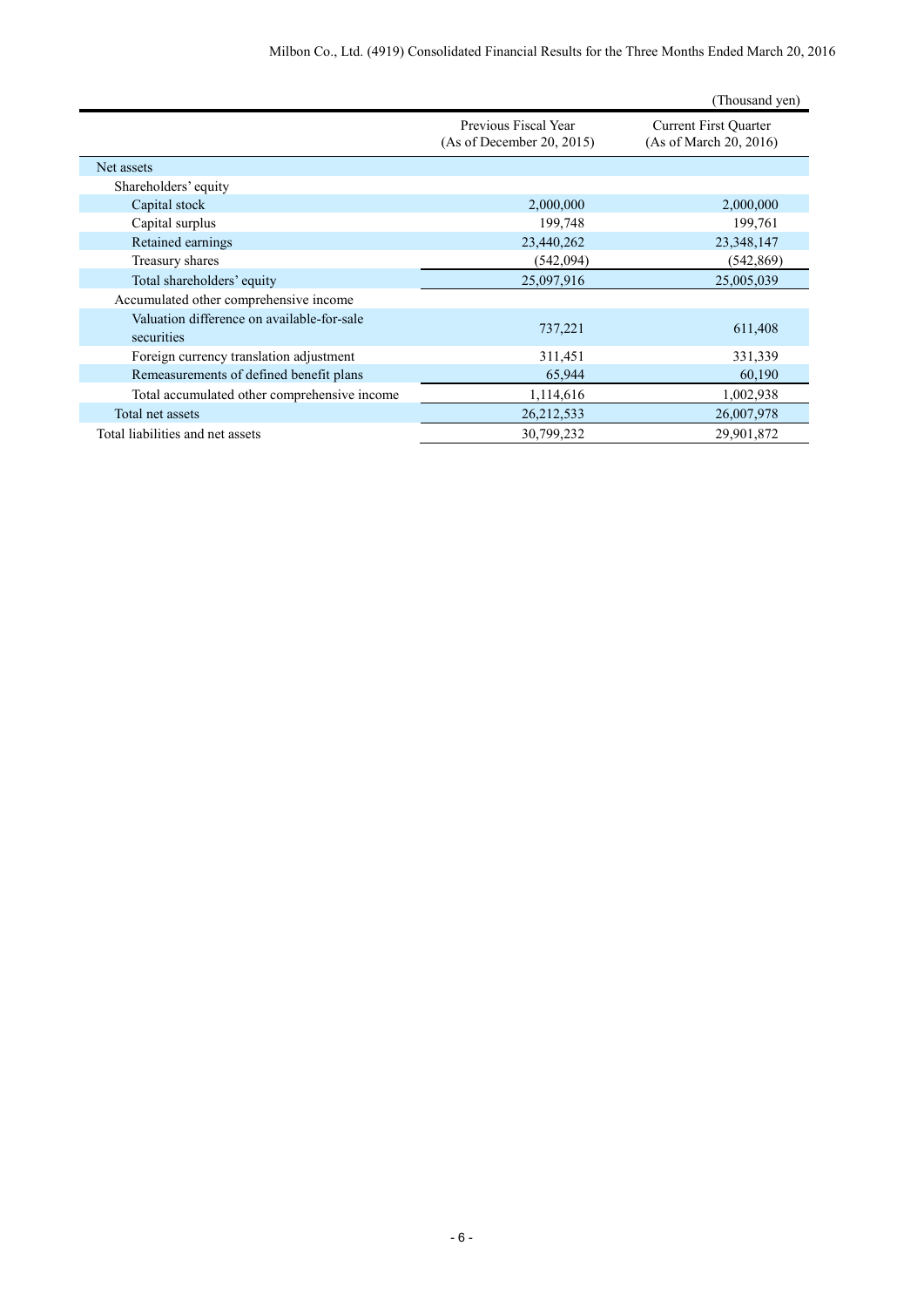(Thousand yen)

| | Previous Fiscal Year (As of December 20, 2015) | Current First Quarter (As of March 20, 2016) |
|---|---|---|
| Net assets | | |
| Shareholders' equity | | |
| Capital stock | 2,000,000 | 2,000,000 |
| Capital surplus | 199,748 | 199,761 |
| Retained earnings | 23,440,262 | 23,348,147 |
| Treasury shares | (542,094) | (542,869) |
| Total shareholders' equity | 25,097,916 | 25,005,039 |
| Accumulated other comprehensive income | | |
| Valuation difference on available-for-sale securities | 737,221 | 611,408 |
| Foreign currency translation adjustment | 311,451 | 331,339 |
| Remeasurements of defined benefit plans | 65,944 | 60,190 |
| Total accumulated other comprehensive income | 1,114,616 | 1,002,938 |
| Total net assets | 26,212,533 | 26,007,978 |
| Total liabilities and net assets | 30,799,232 | 29,901,872 |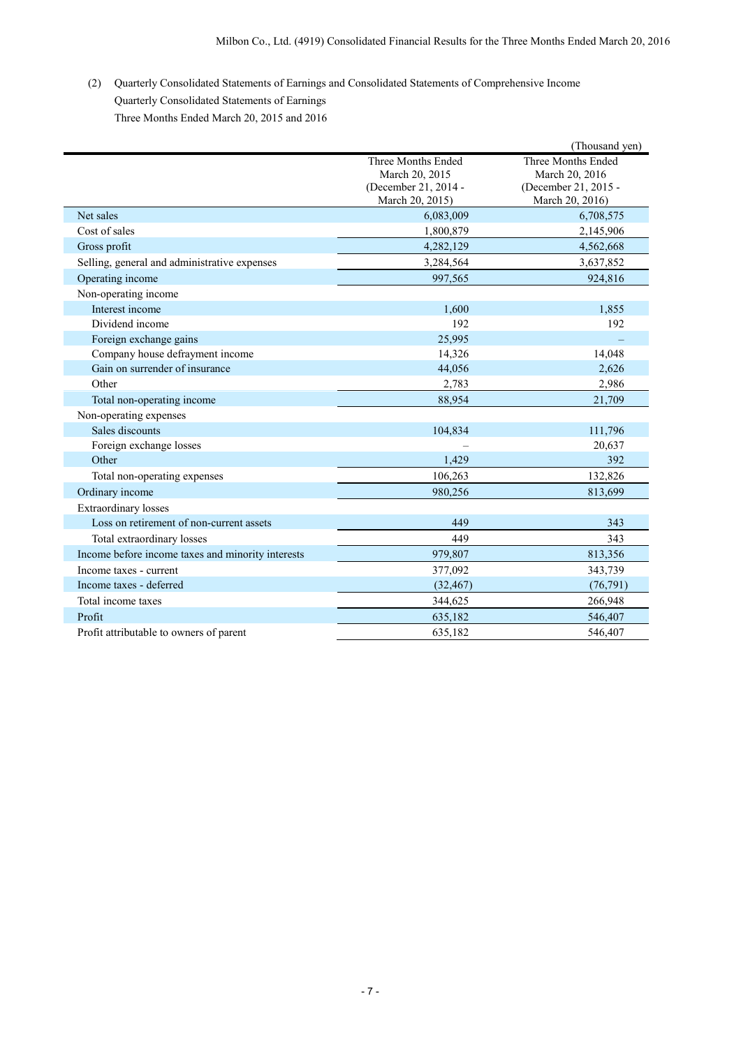(2) Quarterly Consolidated Statements of Earnings and Consolidated Statements of Comprehensive Income

Quarterly Consolidated Statements of Earnings

Three Months Ended March 20, 2015 and 2016

(Thousand yen)

| | Three Months Ended March 20, 2015 (December 21, 2014 - March 20, 2015) | Three Months Ended March 20, 2016 (December 21, 2015 - March 20, 2016) |
|---|---|---|
| Net sales | 6,083,009 | 6,708,575 |
| Cost of sales | 1,800,879 | 2,145,906 |
| Gross profit | 4,282,129 | 4,562,668 |
| Selling, general and administrative expenses | 3,284,564 | 3,637,852 |
| Operating income | 997,565 | 924,816 |
| Non-operating income | | |
| Interest income | 1,600 | 1,855 |
| Dividend income | 192 | 192 |
| Foreign exchange gains | 25,995 | – |
| Company house defrayment income | 14,326 | 14,048 |
| Gain on surrender of insurance | 44,056 | 2,626 |
| Other | 2,783 | 2,986 |
| Total non-operating income | 88,954 | 21,709 |
| Non-operating expenses | | |
| Sales discounts | 104,834 | 111,796 |
| Foreign exchange losses | – | 20,637 |
| Other | 1,429 | 392 |
| Total non-operating expenses | 106,263 | 132,826 |
| Ordinary income | 980,256 | 813,699 |
| Extraordinary losses | | |
| Loss on retirement of non-current assets | 449 | 343 |
| Total extraordinary losses | 449 | 343 |
| Income before income taxes and minority interests | 979,807 | 813,356 |
| Income taxes - current | 377,092 | 343,739 |
| Income taxes - deferred | (32,467) | (76,791) |
| Total income taxes | 344,625 | 266,948 |
| Profit | 635,182 | 546,407 |
| Profit attributable to owners of parent | 635,182 | 546,407 |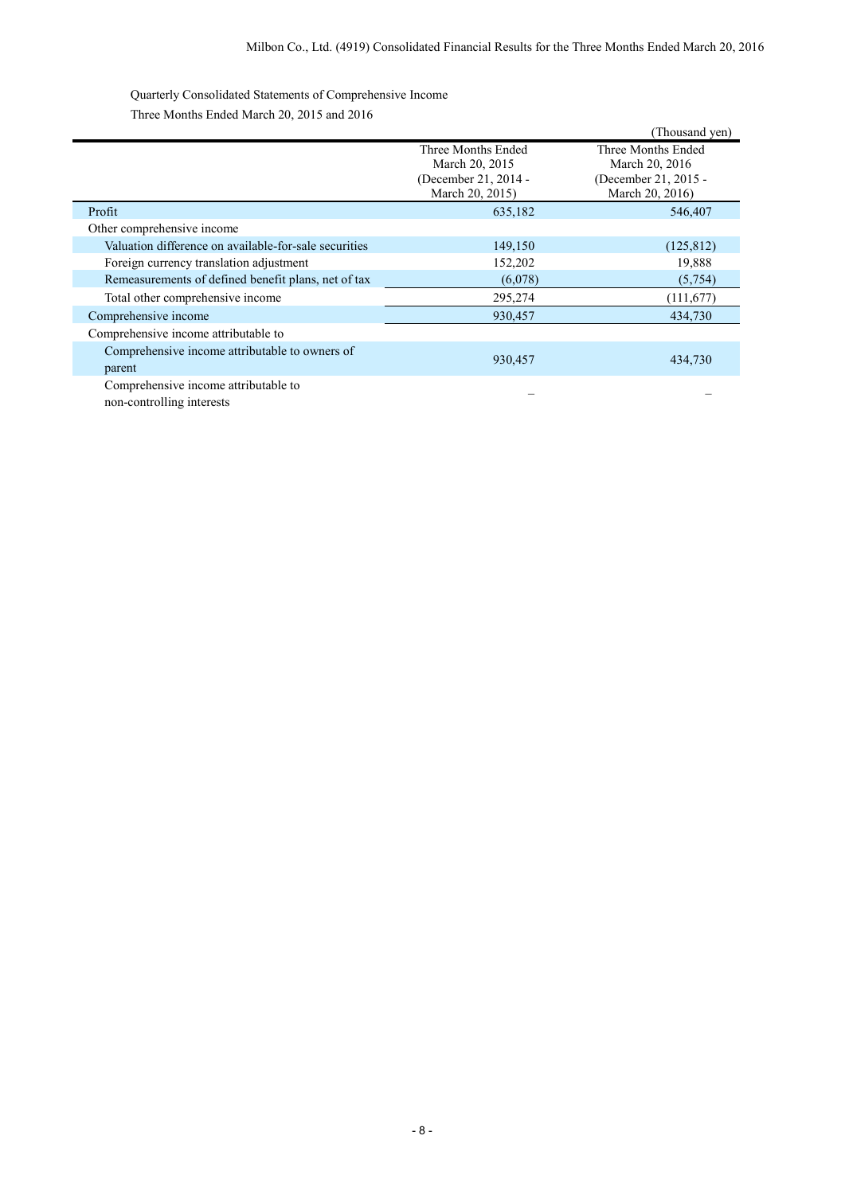Quarterly Consolidated Statements of Comprehensive Income

Three Months Ended March 20, 2015 and 2016

(Thousand yen)

| | Three Months Ended March 20, 2015 (December 21, 2014 - March 20, 2015) | Three Months Ended March 20, 2016 (December 21, 2015 - March 20, 2016) |
|---|---|---|
| Profit | 635,182 | 546,407 |
| Other comprehensive income | | |
| Valuation difference on available-for-sale securities | 149,150 | (125,812) |
| Foreign currency translation adjustment | 152,202 | 19,888 |
| Remeasurements of defined benefit plans, net of tax | (6,078) | (5,754) |
| Total other comprehensive income | 295,274 | (111,677) |
| Comprehensive income | 930,457 | 434,730 |
| Comprehensive income attributable to | | |
| Comprehensive income attributable to owners of parent | 930,457 | 434,730 |
| Comprehensive income attributable to non-controlling interests | – | – |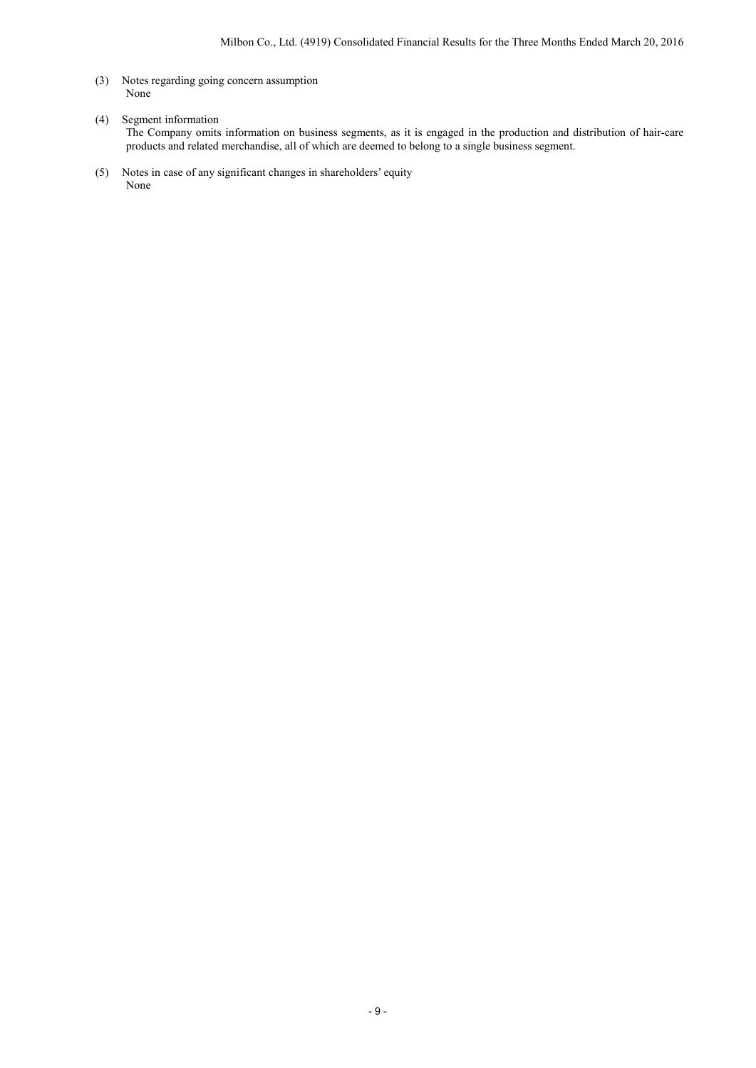(3) Notes regarding going concern assumption
None

(4) Segment information
The Company omits information on business segments, as it is engaged in the production and distribution of hair-care products and related merchandise, all of which are deemed to belong to a single business segment.

(5) Notes in case of any significant changes in shareholders' equity
None